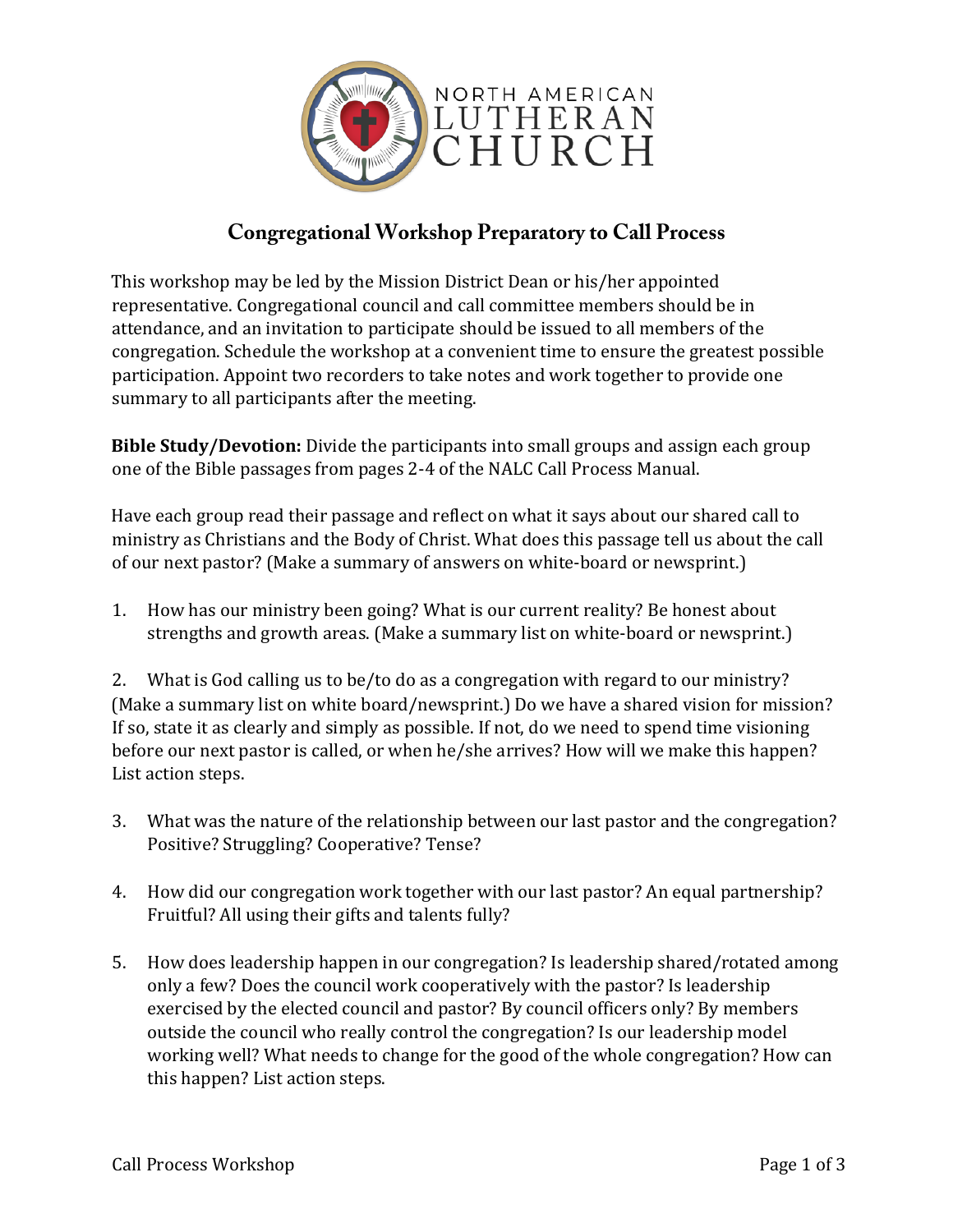NORTH AMERICAN LUTHERAN CHURCH

# Congregational Workshop Preparatory to Call Process

This workshop may be led by the Mission District Dean or his/her appointed representative. Congregational council and call committee members should be in attendance, and an invitation to participate should be issued to all members of the congregation. Schedule the workshop at a convenient time to ensure the greatest possible participation. Appoint two recorders to take notes and work together to provide one summary to all participants after the meeting.

**Bible Study/Devotion:** Divide the participants into small groups and assign each group one of the Bible passages from pages 2-4 of the NALC Call Process Manual.

Have each group read their passage and reflect on what it says about our shared call to ministry as Christians and the Body of Christ. What does this passage tell us about the call of our next pastor? (Make a summary of answers on white-board or newsprint.)

1. How has our ministry been going? What is our current reality? Be honest about strengths and growth areas. (Make a summary list on white-board or newsprint.)

2. What is God calling us to be/to do as a congregation with regard to our ministry? (Make a summary list on white board/newsprint.) Do we have a shared vision for mission? If so, state it as clearly and simply as possible. If not, do we need to spend time visioning before our next pastor is called, or when he/she arrives? How will we make this happen? List action steps.

3. What was the nature of the relationship between our last pastor and the congregation? Positive? Struggling? Cooperative? Tense?

4. How did our congregation work together with our last pastor? An equal partnership? Fruitful? All using their gifts and talents fully?

5. How does leadership happen in our congregation? Is leadership shared/rotated among only a few? Does the council work cooperatively with the pastor? Is leadership exercised by the elected council and pastor? By council officers only? By members outside the council who really control the congregation? Is our leadership model working well? What needs to change for the good of the whole congregation? How can this happen? List action steps.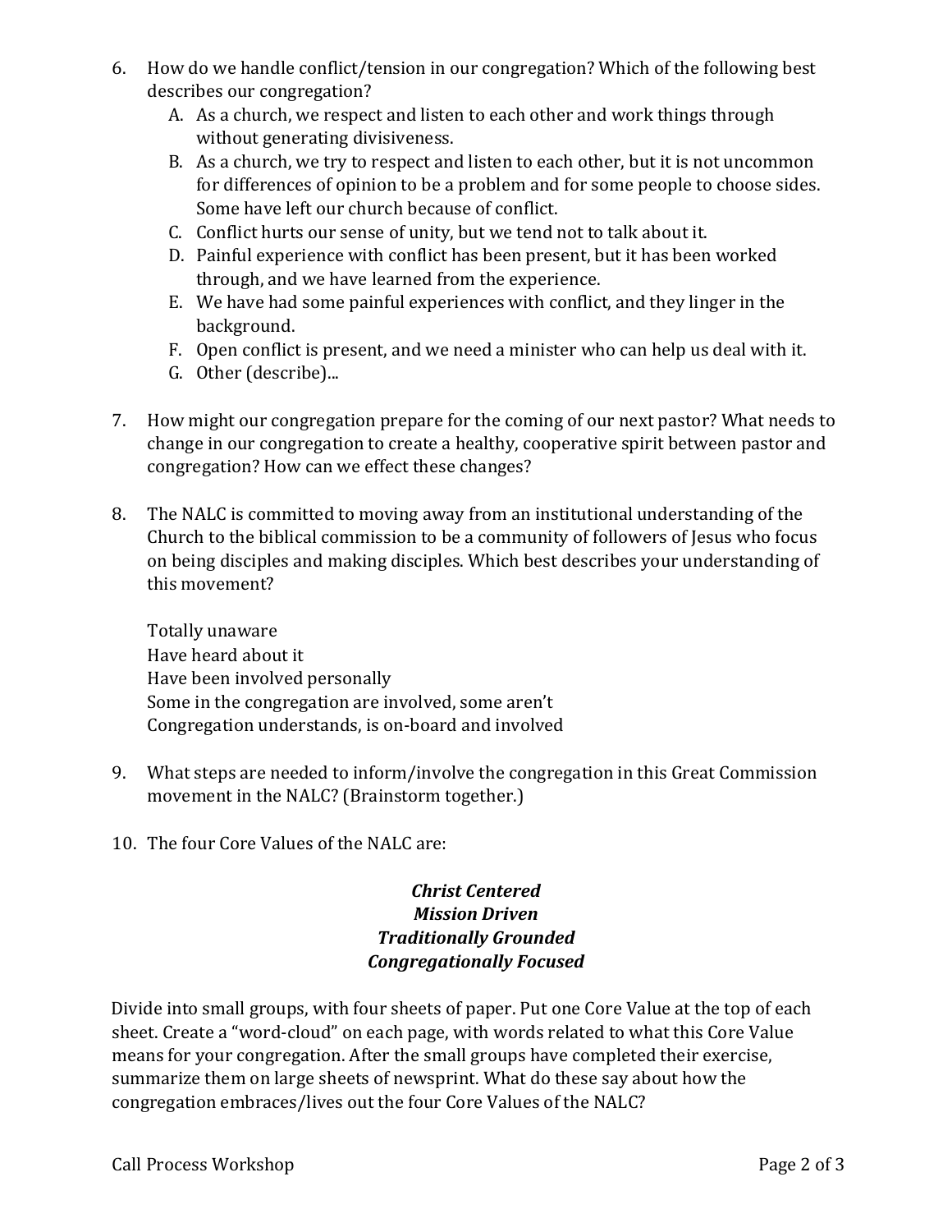6. How do we handle conflict/tension in our congregation? Which of the following best describes our congregation?
   A. As a church, we respect and listen to each other and work things through without generating divisiveness.
   B. As a church, we try to respect and listen to each other, but it is not uncommon for differences of opinion to be a problem and for some people to choose sides. Some have left our church because of conflict.
   C. Conflict hurts our sense of unity, but we tend not to talk about it.
   D. Painful experience with conflict has been present, but it has been worked through, and we have learned from the experience.
   E. We have had some painful experiences with conflict, and they linger in the background.
   F. Open conflict is present, and we need a minister who can help us deal with it.
   G. Other (describe)...

7. How might our congregation prepare for the coming of our next pastor? What needs to change in our congregation to create a healthy, cooperative spirit between pastor and congregation? How can we effect these changes?

8. The NALC is committed to moving away from an institutional understanding of the Church to the biblical commission to be a community of followers of Jesus who focus on being disciples and making disciples. Which best describes your understanding of this movement?

   Totally unaware
   Have heard about it
   Have been involved personally
   Some in the congregation are involved, some aren't
   Congregation understands, is on-board and involved

9. What steps are needed to inform/involve the congregation in this Great Commission movement in the NALC? (Brainstorm together.)

10. The four Core Values of the NALC are:

***Christ Centered***
***Mission Driven***
***Traditionally Grounded***
***Congregationally Focused***

Divide into small groups, with four sheets of paper. Put one Core Value at the top of each sheet. Create a "word-cloud" on each page, with words related to what this Core Value means for your congregation. After the small groups have completed their exercise, summarize them on large sheets of newsprint. What do these say about how the congregation embraces/lives out the four Core Values of the NALC?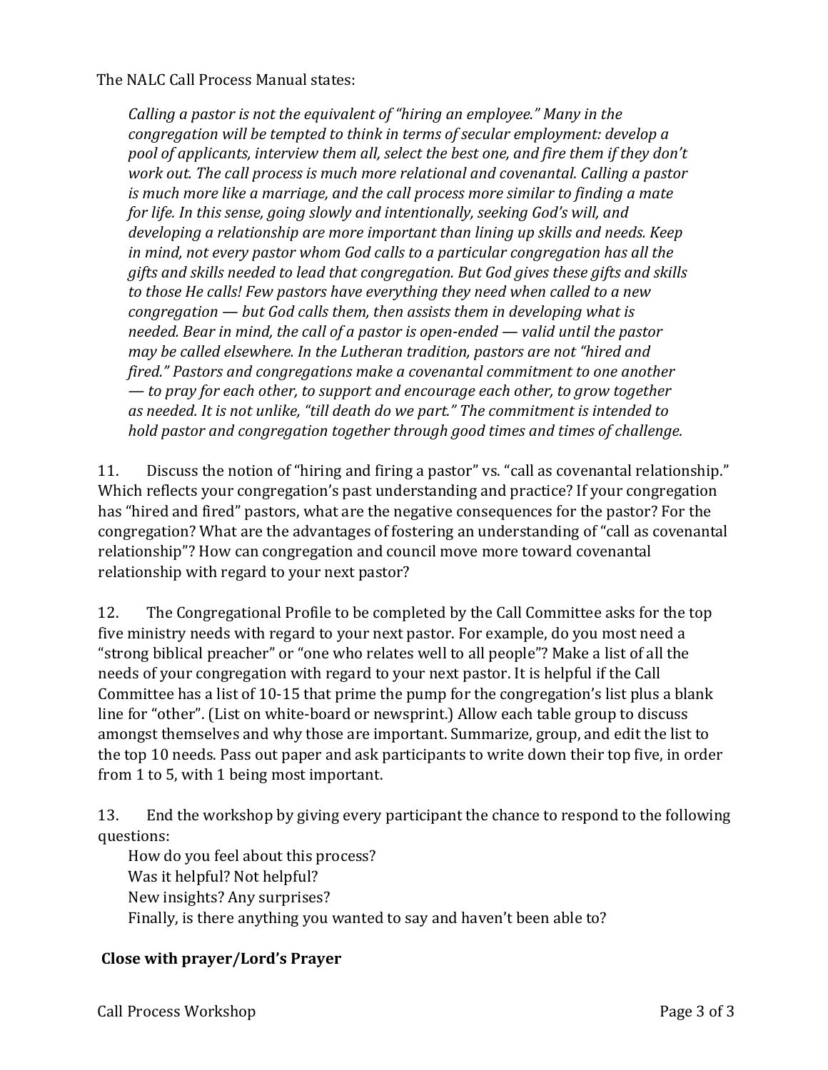The NALC Call Process Manual states:

> *Calling a pastor is not the equivalent of "hiring an employee." Many in the congregation will be tempted to think in terms of secular employment: develop a pool of applicants, interview them all, select the best one, and fire them if they don't work out. The call process is much more relational and covenantal. Calling a pastor is much more like a marriage, and the call process more similar to finding a mate for life. In this sense, going slowly and intentionally, seeking God's will, and developing a relationship are more important than lining up skills and needs. Keep in mind, not every pastor whom God calls to a particular congregation has all the gifts and skills needed to lead that congregation. But God gives these gifts and skills to those He calls! Few pastors have everything they need when called to a new congregation — but God calls them, then assists them in developing what is needed. Bear in mind, the call of a pastor is open-ended — valid until the pastor may be called elsewhere. In the Lutheran tradition, pastors are not "hired and fired." Pastors and congregations make a covenantal commitment to one another — to pray for each other, to support and encourage each other, to grow together as needed. It is not unlike, "till death do we part." The commitment is intended to hold pastor and congregation together through good times and times of challenge.*

11. Discuss the notion of "hiring and firing a pastor" vs. "call as covenantal relationship." Which reflects your congregation's past understanding and practice? If your congregation has "hired and fired" pastors, what are the negative consequences for the pastor? For the congregation? What are the advantages of fostering an understanding of "call as covenantal relationship"? How can congregation and council move more toward covenantal relationship with regard to your next pastor?

12. The Congregational Profile to be completed by the Call Committee asks for the top five ministry needs with regard to your next pastor. For example, do you most need a "strong biblical preacher" or "one who relates well to all people"? Make a list of all the needs of your congregation with regard to your next pastor. It is helpful if the Call Committee has a list of 10-15 that prime the pump for the congregation's list plus a blank line for "other". (List on white-board or newsprint.) Allow each table group to discuss amongst themselves and why those are important. Summarize, group, and edit the list to the top 10 needs. Pass out paper and ask participants to write down their top five, in order from 1 to 5, with 1 being most important.

13. End the workshop by giving every participant the chance to respond to the following questions:

    How do you feel about this process?
    Was it helpful? Not helpful?
    New insights? Any surprises?
    Finally, is there anything you wanted to say and haven't been able to?

**Close with prayer/Lord's Prayer**